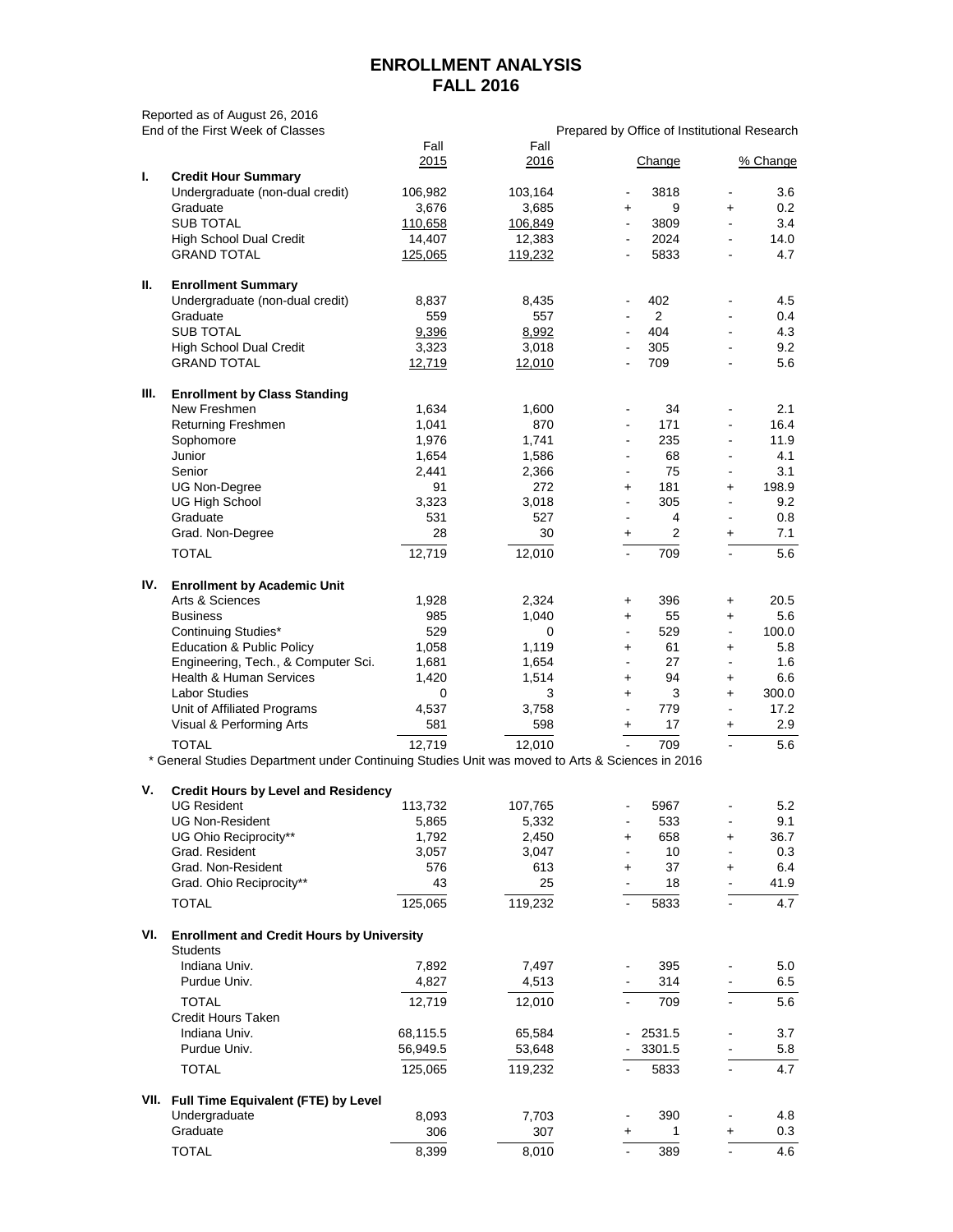# ENROLLMENT ANALYSIS
# FALL 2016

Reported as of August 26, 2016
End of the First Week of Classes

Prepared by Office of Institutional Research

| | | Fall 2015 | Fall 2016 | | Change | | % Change |
|---|---|---|---|---|---|---|---|
| **I.** | **Credit Hour Summary** | | | | | | |
| | Undergraduate (non-dual credit) | 106,982 | 103,164 | - | 3818 | - | 3.6 |
| | Graduate | 3,676 | 3,685 | + | 9 | + | 0.2 |
| | SUB TOTAL | 110,658 | 106,849 | - | 3809 | - | 3.4 |
| | High School Dual Credit | 14,407 | 12,383 | - | 2024 | - | 14.0 |
| | GRAND TOTAL | 125,065 | 119,232 | - | 5833 | - | 4.7 |
| **II.** | **Enrollment Summary** | | | | | | |
| | Undergraduate (non-dual credit) | 8,837 | 8,435 | - | 402 | - | 4.5 |
| | Graduate | 559 | 557 | - | 2 | - | 0.4 |
| | SUB TOTAL | 9,396 | 8,992 | - | 404 | - | 4.3 |
| | High School Dual Credit | 3,323 | 3,018 | - | 305 | - | 9.2 |
| | GRAND TOTAL | 12,719 | 12,010 | - | 709 | - | 5.6 |
| **III.** | **Enrollment by Class Standing** | | | | | | |
| | New Freshmen | 1,634 | 1,600 | - | 34 | - | 2.1 |
| | Returning Freshmen | 1,041 | 870 | - | 171 | - | 16.4 |
| | Sophomore | 1,976 | 1,741 | - | 235 | - | 11.9 |
| | Junior | 1,654 | 1,586 | - | 68 | - | 4.1 |
| | Senior | 2,441 | 2,366 | - | 75 | - | 3.1 |
| | UG Non-Degree | 91 | 272 | + | 181 | + | 198.9 |
| | UG High School | 3,323 | 3,018 | - | 305 | - | 9.2 |
| | Graduate | 531 | 527 | - | 4 | - | 0.8 |
| | Grad. Non-Degree | 28 | 30 | + | 2 | + | 7.1 |
| | TOTAL | 12,719 | 12,010 | - | 709 | - | 5.6 |
| **IV.** | **Enrollment by Academic Unit** | | | | | | |
| | Arts & Sciences | 1,928 | 2,324 | + | 396 | + | 20.5 |
| | Business | 985 | 1,040 | + | 55 | + | 5.6 |
| | Continuing Studies* | 529 | 0 | - | 529 | - | 100.0 |
| | Education & Public Policy | 1,058 | 1,119 | + | 61 | + | 5.8 |
| | Engineering, Tech., & Computer Sci. | 1,681 | 1,654 | - | 27 | - | 1.6 |
| | Health & Human Services | 1,420 | 1,514 | + | 94 | + | 6.6 |
| | Labor Studies | 0 | 3 | + | 3 | + | 300.0 |
| | Unit of Affiliated Programs | 4,537 | 3,758 | - | 779 | - | 17.2 |
| | Visual & Performing Arts | 581 | 598 | + | 17 | + | 2.9 |
| | TOTAL | 12,719 | 12,010 | - | 709 | - | 5.6 |

\* General Studies Department under Continuing Studies Unit was moved to Arts & Sciences in 2016

| | | Fall 2015 | Fall 2016 | | Change | | % Change |
|---|---|---|---|---|---|---|---|
| **V.** | **Credit Hours by Level and Residency** | | | | | | |
| | UG Resident | 113,732 | 107,765 | - | 5967 | - | 5.2 |
| | UG Non-Resident | 5,865 | 5,332 | - | 533 | - | 9.1 |
| | UG Ohio Reciprocity** | 1,792 | 2,450 | + | 658 | + | 36.7 |
| | Grad. Resident | 3,057 | 3,047 | - | 10 | - | 0.3 |
| | Grad. Non-Resident | 576 | 613 | + | 37 | + | 6.4 |
| | Grad. Ohio Reciprocity** | 43 | 25 | - | 18 | - | 41.9 |
| | TOTAL | 125,065 | 119,232 | - | 5833 | - | 4.7 |
| **VI.** | **Enrollment and Credit Hours by University** | | | | | | |
| | Students | | | | | | |
| | Indiana Univ. | 7,892 | 7,497 | - | 395 | - | 5.0 |
| | Purdue Univ. | 4,827 | 4,513 | - | 314 | - | 6.5 |
| | TOTAL | 12,719 | 12,010 | - | 709 | - | 5.6 |
| | Credit Hours Taken | | | | | | |
| | Indiana Univ. | 68,115.5 | 65,584 | - | 2531.5 | - | 3.7 |
| | Purdue Univ. | 56,949.5 | 53,648 | - | 3301.5 | - | 5.8 |
| | TOTAL | 125,065 | 119,232 | - | 5833 | - | 4.7 |
| **VII.** | **Full Time Equivalent (FTE) by Level** | | | | | | |
| | Undergraduate | 8,093 | 7,703 | - | 390 | - | 4.8 |
| | Graduate | 306 | 307 | + | 1 | + | 0.3 |
| | TOTAL | 8,399 | 8,010 | - | 389 | - | 4.6 |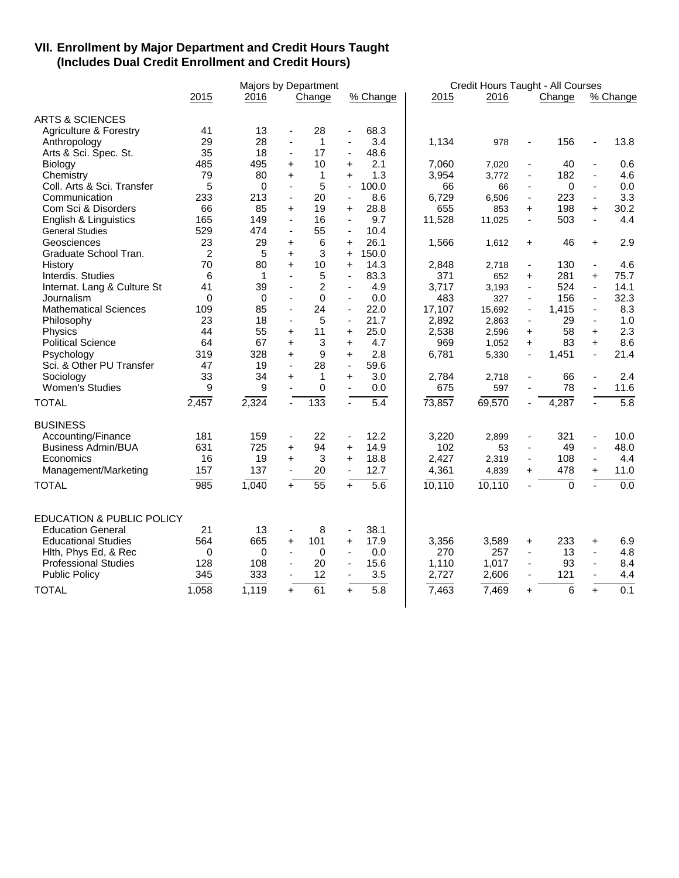## VII. Enrollment by Major Department and Credit Hours Taught
### (Includes Dual Credit Enrollment and Credit Hours)

| | Majors by Department | | | | | | Credit Hours Taught - All Courses | | | | | |
|---|---|---|---|---|---|---|---|---|---|---|---|---|
| | 2015 | 2016 | | Change | | % Change | 2015 | 2016 | | Change | | % Change |
| **ARTS & SCIENCES** | | | | | | | | | | | | |
| Agriculture & Forestry | 41 | 13 | - | 28 | - | 68.3 | | | | | | |
| Anthropology | 29 | 28 | - | 1 | - | 3.4 | 1,134 | 978 | - | 156 | - | 13.8 |
| Arts & Sci. Spec. St. | 35 | 18 | - | 17 | - | 48.6 | | | | | | |
| Biology | 485 | 495 | + | 10 | + | 2.1 | 7,060 | 7,020 | - | 40 | - | 0.6 |
| Chemistry | 79 | 80 | + | 1 | + | 1.3 | 3,954 | 3,772 | - | 182 | - | 4.6 |
| Coll. Arts & Sci. Transfer | 5 | 0 | - | 5 | - | 100.0 | 66 | 66 | - | 0 | - | 0.0 |
| Communication | 233 | 213 | - | 20 | - | 8.6 | 6,729 | 6,506 | - | 223 | - | 3.3 |
| Com Sci & Disorders | 66 | 85 | + | 19 | + | 28.8 | 655 | 853 | + | 198 | + | 30.2 |
| English & Linguistics | 165 | 149 | - | 16 | - | 9.7 | 11,528 | 11,025 | - | 503 | - | 4.4 |
| General Studies | 529 | 474 | - | 55 | - | 10.4 | | | | | | |
| Geosciences | 23 | 29 | + | 6 | + | 26.1 | 1,566 | 1,612 | + | 46 | + | 2.9 |
| Graduate School Tran. | 2 | 5 | + | 3 | + | 150.0 | | | | | | |
| History | 70 | 80 | + | 10 | + | 14.3 | 2,848 | 2,718 | - | 130 | - | 4.6 |
| Interdis. Studies | 6 | 1 | - | 5 | - | 83.3 | 371 | 652 | + | 281 | + | 75.7 |
| Internat. Lang & Culture St | 41 | 39 | - | 2 | - | 4.9 | 3,717 | 3,193 | - | 524 | - | 14.1 |
| Journalism | 0 | 0 | - | 0 | - | 0.0 | 483 | 327 | - | 156 | - | 32.3 |
| Mathematical Sciences | 109 | 85 | - | 24 | - | 22.0 | 17,107 | 15,692 | - | 1,415 | - | 8.3 |
| Philosophy | 23 | 18 | - | 5 | - | 21.7 | 2,892 | 2,863 | - | 29 | - | 1.0 |
| Physics | 44 | 55 | + | 11 | + | 25.0 | 2,538 | 2,596 | + | 58 | + | 2.3 |
| Political Science | 64 | 67 | + | 3 | + | 4.7 | 969 | 1,052 | + | 83 | + | 8.6 |
| Psychology | 319 | 328 | + | 9 | + | 2.8 | 6,781 | 5,330 | - | 1,451 | - | 21.4 |
| Sci. & Other PU Transfer | 47 | 19 | - | 28 | - | 59.6 | | | | | | |
| Sociology | 33 | 34 | + | 1 | + | 3.0 | 2,784 | 2,718 | - | 66 | - | 2.4 |
| Women's Studies | 9 | 9 | - | 0 | - | 0.0 | 675 | 597 | - | 78 | - | 11.6 |
| TOTAL | 2,457 | 2,324 | - | 133 | - | 5.4 | 73,857 | 69,570 | - | 4,287 | - | 5.8 |
| **BUSINESS** | | | | | | | | | | | | |
| Accounting/Finance | 181 | 159 | - | 22 | - | 12.2 | 3,220 | 2,899 | - | 321 | - | 10.0 |
| Business Admin/BUA | 631 | 725 | + | 94 | + | 14.9 | 102 | 53 | - | 49 | - | 48.0 |
| Economics | 16 | 19 | + | 3 | + | 18.8 | 2,427 | 2,319 | - | 108 | - | 4.4 |
| Management/Marketing | 157 | 137 | - | 20 | - | 12.7 | 4,361 | 4,839 | + | 478 | + | 11.0 |
| TOTAL | 985 | 1,040 | + | 55 | + | 5.6 | 10,110 | 10,110 | - | 0 | - | 0.0 |
| **EDUCATION & PUBLIC POLICY** | | | | | | | | | | | | |
| Education General | 21 | 13 | - | 8 | - | 38.1 | | | | | | |
| Educational Studies | 564 | 665 | + | 101 | + | 17.9 | 3,356 | 3,589 | + | 233 | + | 6.9 |
| Hlth, Phys Ed, & Rec | 0 | 0 | - | 0 | - | 0.0 | 270 | 257 | - | 13 | - | 4.8 |
| Professional Studies | 128 | 108 | - | 20 | - | 15.6 | 1,110 | 1,017 | - | 93 | - | 8.4 |
| Public Policy | 345 | 333 | - | 12 | - | 3.5 | 2,727 | 2,606 | - | 121 | - | 4.4 |
| TOTAL | 1,058 | 1,119 | + | 61 | + | 5.8 | 7,463 | 7,469 | + | 6 | + | 0.1 |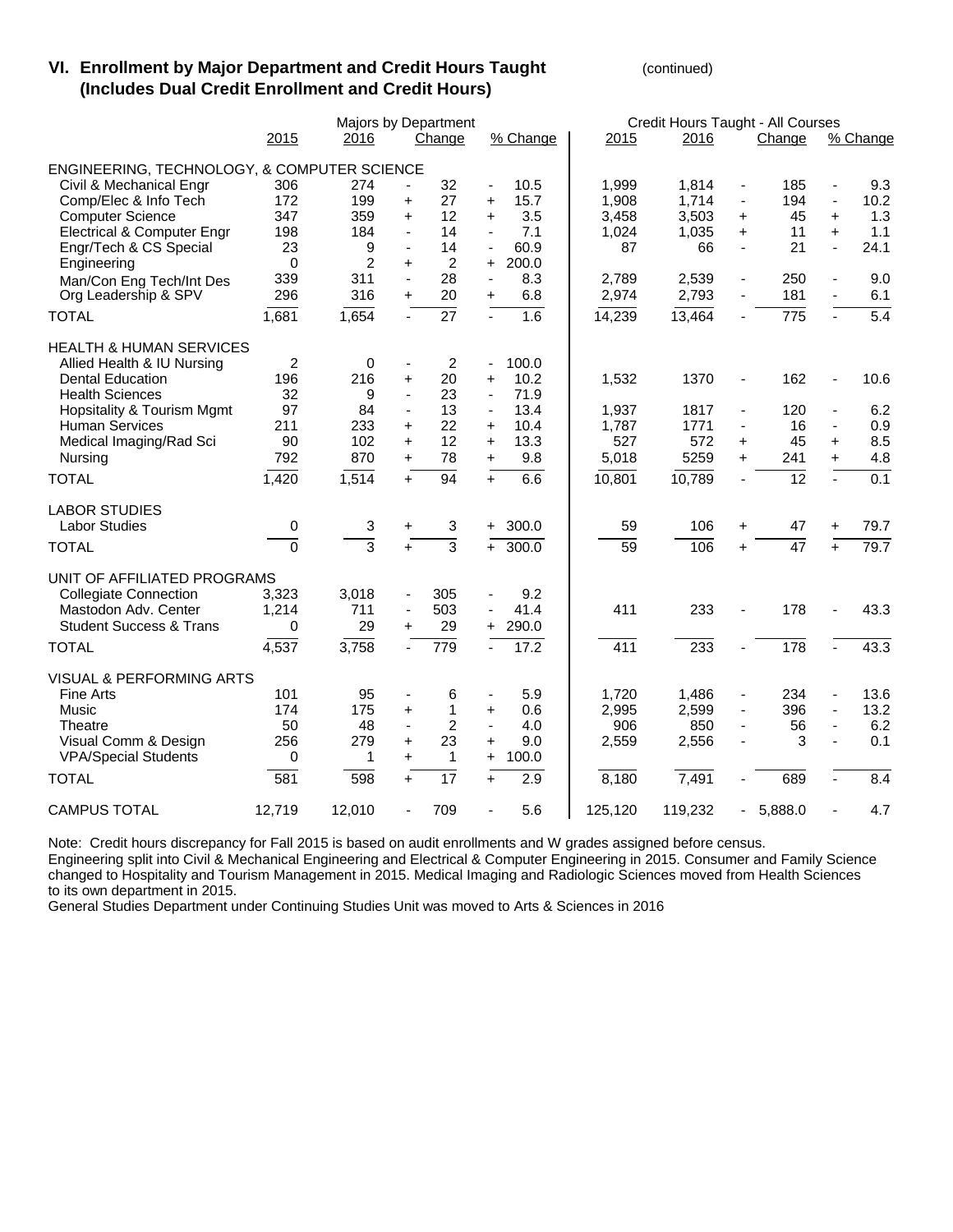## VI. Enrollment by Major Department and Credit Hours Taught (continued)
## (Includes Dual Credit Enrollment and Credit Hours)

| | Majors by Department | | | | | | Credit Hours Taught - All Courses | | | | | |
|---|---|---|---|---|---|---|---|---|---|---|---|---|
| | 2015 | 2016 | | Change | | % Change | 2015 | 2016 | | Change | | % Change |
| ENGINEERING, TECHNOLOGY, & COMPUTER SCIENCE | | | | | | | | | | | | |
| Civil & Mechanical Engr | 306 | 274 | - | 32 | - | 10.5 | 1,999 | 1,814 | - | 185 | - | 9.3 |
| Comp/Elec & Info Tech | 172 | 199 | + | 27 | + | 15.7 | 1,908 | 1,714 | - | 194 | - | 10.2 |
| Computer Science | 347 | 359 | + | 12 | + | 3.5 | 3,458 | 3,503 | + | 45 | + | 1.3 |
| Electrical & Computer Engr | 198 | 184 | - | 14 | - | 7.1 | 1,024 | 1,035 | + | 11 | + | 1.1 |
| Engr/Tech & CS Special | 23 | 9 | - | 14 | - | 60.9 | 87 | 66 | - | 21 | - | 24.1 |
| Engineering | 0 | 2 | + | 2 | + | 200.0 | | | | | | |
| Man/Con Eng Tech/Int Des | 339 | 311 | - | 28 | - | 8.3 | 2,789 | 2,539 | - | 250 | - | 9.0 |
| Org Leadership & SPV | 296 | 316 | + | 20 | + | 6.8 | 2,974 | 2,793 | - | 181 | - | 6.1 |
| TOTAL | 1,681 | 1,654 | - | 27 | - | 1.6 | 14,239 | 13,464 | - | 775 | - | 5.4 |
| HEALTH & HUMAN SERVICES | | | | | | | | | | | | |
| Allied Health & IU Nursing | 2 | 0 | - | 2 | - | 100.0 | | | | | | |
| Dental Education | 196 | 216 | + | 20 | + | 10.2 | 1,532 | 1370 | - | 162 | - | 10.6 |
| Health Sciences | 32 | 9 | - | 23 | - | 71.9 | | | | | | |
| Hopsitality & Tourism Mgmt | 97 | 84 | - | 13 | - | 13.4 | 1,937 | 1817 | - | 120 | - | 6.2 |
| Human Services | 211 | 233 | + | 22 | + | 10.4 | 1,787 | 1771 | - | 16 | - | 0.9 |
| Medical Imaging/Rad Sci | 90 | 102 | + | 12 | + | 13.3 | 527 | 572 | + | 45 | + | 8.5 |
| Nursing | 792 | 870 | + | 78 | + | 9.8 | 5,018 | 5259 | + | 241 | + | 4.8 |
| TOTAL | 1,420 | 1,514 | + | 94 | + | 6.6 | 10,801 | 10,789 | - | 12 | - | 0.1 |
| LABOR STUDIES | | | | | | | | | | | | |
| Labor Studies | 0 | 3 | + | 3 | + | 300.0 | 59 | 106 | + | 47 | + | 79.7 |
| TOTAL | 0 | 3 | + | 3 | + | 300.0 | 59 | 106 | + | 47 | + | 79.7 |
| UNIT OF AFFILIATED PROGRAMS | | | | | | | | | | | | |
| Collegiate Connection | 3,323 | 3,018 | - | 305 | - | 9.2 | | | | | | |
| Mastodon Adv. Center | 1,214 | 711 | - | 503 | - | 41.4 | 411 | 233 | - | 178 | - | 43.3 |
| Student Success & Trans | 0 | 29 | + | 29 | + | 290.0 | | | | | | |
| TOTAL | 4,537 | 3,758 | - | 779 | - | 17.2 | 411 | 233 | - | 178 | - | 43.3 |
| VISUAL & PERFORMING ARTS | | | | | | | | | | | | |
| Fine Arts | 101 | 95 | - | 6 | - | 5.9 | 1,720 | 1,486 | - | 234 | - | 13.6 |
| Music | 174 | 175 | + | 1 | + | 0.6 | 2,995 | 2,599 | - | 396 | - | 13.2 |
| Theatre | 50 | 48 | - | 2 | - | 4.0 | 906 | 850 | - | 56 | - | 6.2 |
| Visual Comm & Design | 256 | 279 | + | 23 | + | 9.0 | 2,559 | 2,556 | - | 3 | - | 0.1 |
| VPA/Special Students | 0 | 1 | + | 1 | + | 100.0 | | | | | | |
| TOTAL | 581 | 598 | + | 17 | + | 2.9 | 8,180 | 7,491 | - | 689 | - | 8.4 |
| CAMPUS TOTAL | 12,719 | 12,010 | - | 709 | - | 5.6 | 125,120 | 119,232 | - | 5,888.0 | - | 4.7 |

Note: Credit hours discrepancy for Fall 2015 is based on audit enrollments and W grades assigned before census.
Engineering split into Civil & Mechanical Engineering and Electrical & Computer Engineering in 2015. Consumer and Family Science changed to Hospitality and Tourism Management in 2015. Medical Imaging and Radiologic Sciences moved from Health Sciences to its own department in 2015.
General Studies Department under Continuing Studies Unit was moved to Arts & Sciences in 2016